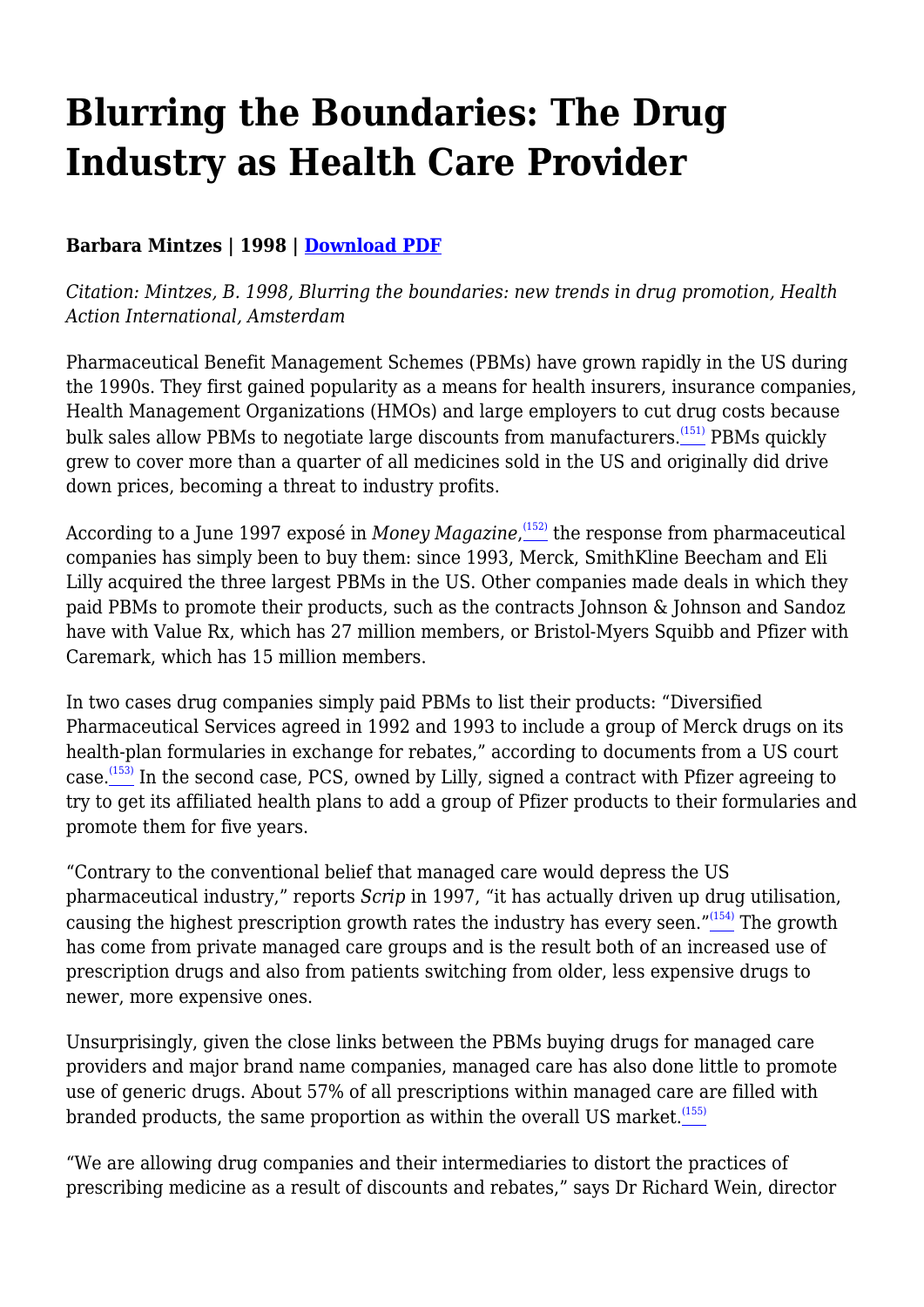# Blurring the Boundaries: The Drug Industry as Health Care Provider

**Barbara Mintzes | 1998 | Download PDF**

*Citation: Mintzes, B. 1998, Blurring the boundaries: new trends in drug promotion, Health Action International, Amsterdam*

Pharmaceutical Benefit Management Schemes (PBMs) have grown rapidly in the US during the 1990s. They first gained popularity as a means for health insurers, insurance companies, Health Management Organizations (HMOs) and large employers to cut drug costs because bulk sales allow PBMs to negotiate large discounts from manufacturers.[151] PBMs quickly grew to cover more than a quarter of all medicines sold in the US and originally did drive down prices, becoming a threat to industry profits.

According to a June 1997 exposé in *Money Magazine*,[152] the response from pharmaceutical companies has simply been to buy them: since 1993, Merck, SmithKline Beecham and Eli Lilly acquired the three largest PBMs in the US. Other companies made deals in which they paid PBMs to promote their products, such as the contracts Johnson & Johnson and Sandoz have with Value Rx, which has 27 million members, or Bristol-Myers Squibb and Pfizer with Caremark, which has 15 million members.

In two cases drug companies simply paid PBMs to list their products: "Diversified Pharmaceutical Services agreed in 1992 and 1993 to include a group of Merck drugs on its health-plan formularies in exchange for rebates," according to documents from a US court case.[153] In the second case, PCS, owned by Lilly, signed a contract with Pfizer agreeing to try to get its affiliated health plans to add a group of Pfizer products to their formularies and promote them for five years.

"Contrary to the conventional belief that managed care would depress the US pharmaceutical industry," reports *Scrip* in 1997, "it has actually driven up drug utilisation, causing the highest prescription growth rates the industry has every seen."[154] The growth has come from private managed care groups and is the result both of an increased use of prescription drugs and also from patients switching from older, less expensive drugs to newer, more expensive ones.

Unsurprisingly, given the close links between the PBMs buying drugs for managed care providers and major brand name companies, managed care has also done little to promote use of generic drugs. About 57% of all prescriptions within managed care are filled with branded products, the same proportion as within the overall US market.[155]

"We are allowing drug companies and their intermediaries to distort the practices of prescribing medicine as a result of discounts and rebates," says Dr Richard Wein, director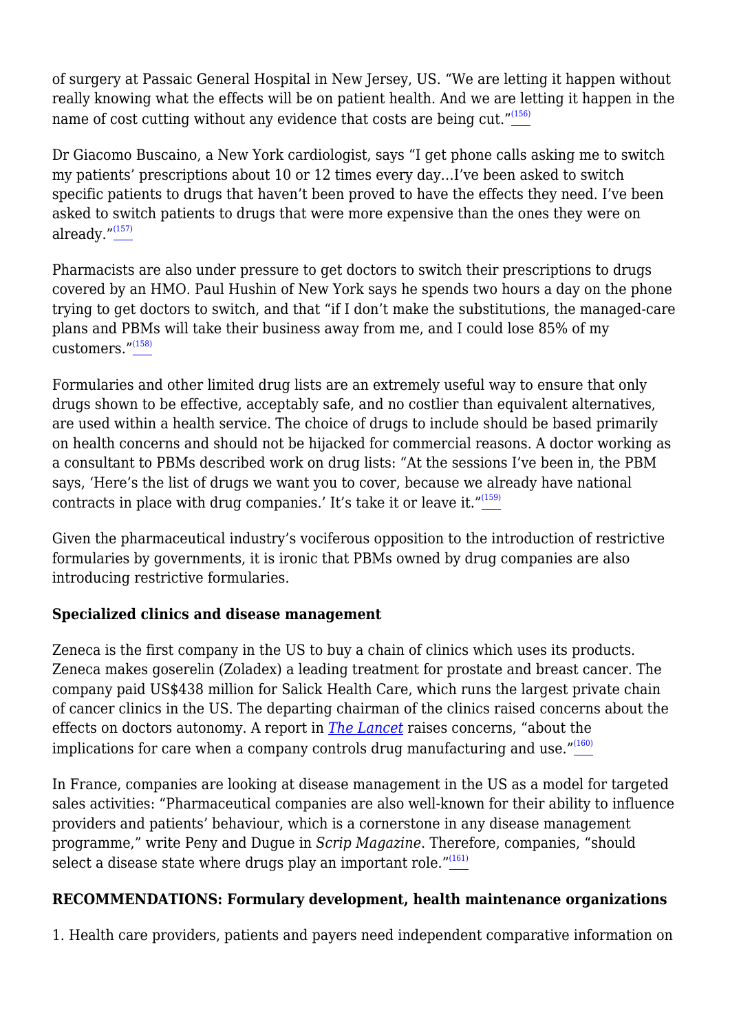of surgery at Passaic General Hospital in New Jersey, US. "We are letting it happen without really knowing what the effects will be on patient health. And we are letting it happen in the name of cost cutting without any evidence that costs are being cut."[(156)]

Dr Giacomo Buscaino, a New York cardiologist, says "I get phone calls asking me to switch my patients' prescriptions about 10 or 12 times every day…I've been asked to switch specific patients to drugs that haven't been proved to have the effects they need. I've been asked to switch patients to drugs that were more expensive than the ones they were on already."[(157)]

Pharmacists are also under pressure to get doctors to switch their prescriptions to drugs covered by an HMO. Paul Hushin of New York says he spends two hours a day on the phone trying to get doctors to switch, and that "if I don't make the substitutions, the managed-care plans and PBMs will take their business away from me, and I could lose 85% of my customers."[(158)]

Formularies and other limited drug lists are an extremely useful way to ensure that only drugs shown to be effective, acceptably safe, and no costlier than equivalent alternatives, are used within a health service. The choice of drugs to include should be based primarily on health concerns and should not be hijacked for commercial reasons. A doctor working as a consultant to PBMs described work on drug lists: "At the sessions I've been in, the PBM says, 'Here's the list of drugs we want you to cover, because we already have national contracts in place with drug companies.' It's take it or leave it."[(159)]

Given the pharmaceutical industry's vociferous opposition to the introduction of restrictive formularies by governments, it is ironic that PBMs owned by drug companies are also introducing restrictive formularies.

### Specialized clinics and disease management

Zeneca is the first company in the US to buy a chain of clinics which uses its products. Zeneca makes goserelin (Zoladex) a leading treatment for prostate and breast cancer. The company paid US$438 million for Salick Health Care, which runs the largest private chain of cancer clinics in the US. The departing chairman of the clinics raised concerns about the effects on doctors autonomy. A report in *The Lancet* raises concerns, "about the implications for care when a company controls drug manufacturing and use."[(160)]

In France, companies are looking at disease management in the US as a model for targeted sales activities: "Pharmaceutical companies are also well-known for their ability to influence providers and patients' behaviour, which is a cornerstone in any disease management programme," write Peny and Dugue in *Scrip Magazine*. Therefore, companies, "should select a disease state where drugs play an important role."[(161)]

### RECOMMENDATIONS: Formulary development, health maintenance organizations

1. Health care providers, patients and payers need independent comparative information on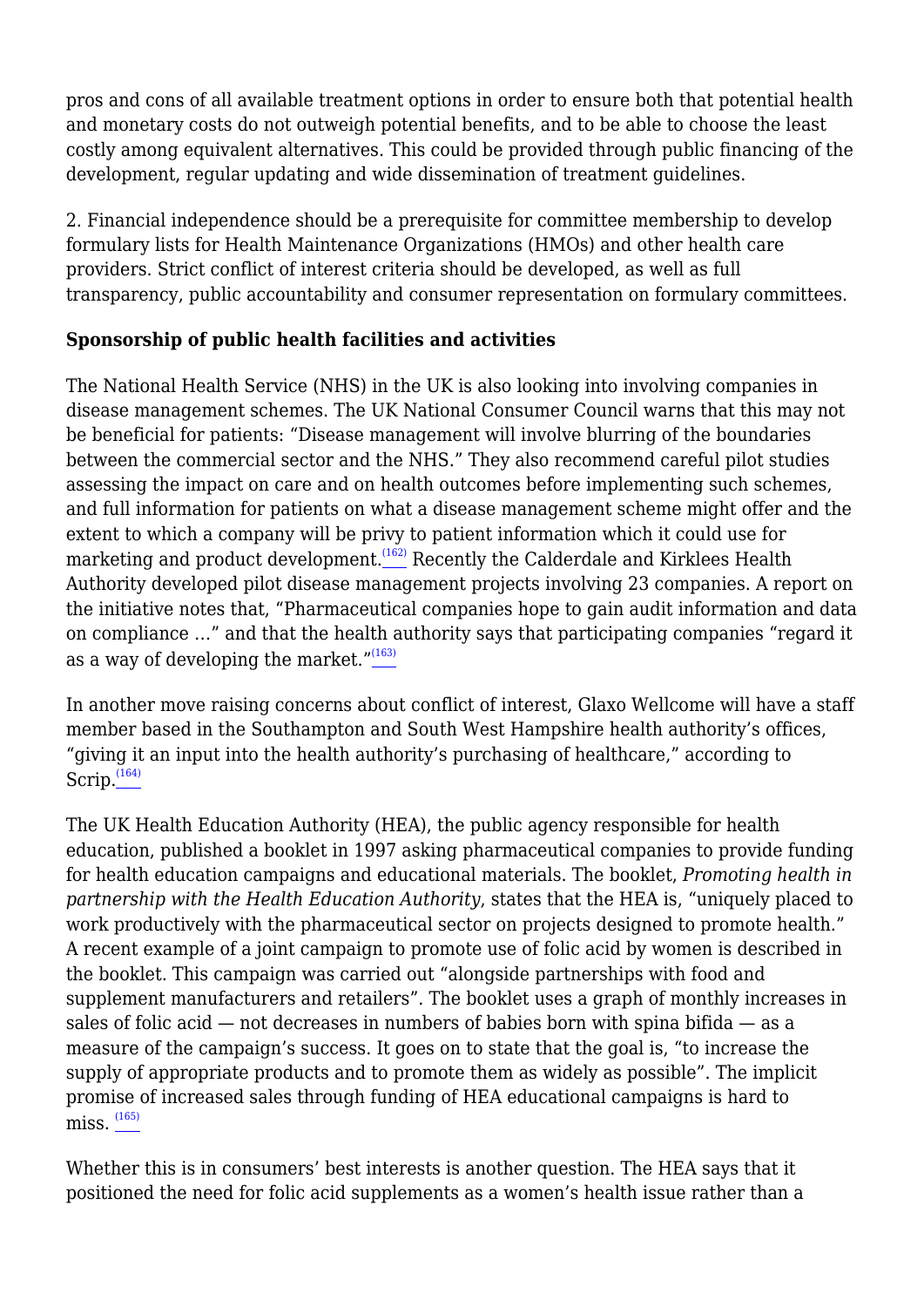pros and cons of all available treatment options in order to ensure both that potential health and monetary costs do not outweigh potential benefits, and to be able to choose the least costly among equivalent alternatives. This could be provided through public financing of the development, regular updating and wide dissemination of treatment guidelines.

2. Financial independence should be a prerequisite for committee membership to develop formulary lists for Health Maintenance Organizations (HMOs) and other health care providers. Strict conflict of interest criteria should be developed, as well as full transparency, public accountability and consumer representation on formulary committees.

### Sponsorship of public health facilities and activities

The National Health Service (NHS) in the UK is also looking into involving companies in disease management schemes. The UK National Consumer Council warns that this may not be beneficial for patients: “Disease management will involve blurring of the boundaries between the commercial sector and the NHS.” They also recommend careful pilot studies assessing the impact on care and on health outcomes before implementing such schemes, and full information for patients on what a disease management scheme might offer and the extent to which a company will be privy to patient information which it could use for marketing and product development.[162] Recently the Calderdale and Kirklees Health Authority developed pilot disease management projects involving 23 companies. A report on the initiative notes that, “Pharmaceutical companies hope to gain audit information and data on compliance …” and that the health authority says that participating companies “regard it as a way of developing the market.”[163]

In another move raising concerns about conflict of interest, Glaxo Wellcome will have a staff member based in the Southampton and South West Hampshire health authority’s offices, “giving it an input into the health authority’s purchasing of healthcare,” according to Scrip.[164]

The UK Health Education Authority (HEA), the public agency responsible for health education, published a booklet in 1997 asking pharmaceutical companies to provide funding for health education campaigns and educational materials. The booklet, *Promoting health in partnership with the Health Education Authority*, states that the HEA is, “uniquely placed to work productively with the pharmaceutical sector on projects designed to promote health.” A recent example of a joint campaign to promote use of folic acid by women is described in the booklet. This campaign was carried out “alongside partnerships with food and supplement manufacturers and retailers”. The booklet uses a graph of monthly increases in sales of folic acid — not decreases in numbers of babies born with spina bifida — as a measure of the campaign’s success. It goes on to state that the goal is, “to increase the supply of appropriate products and to promote them as widely as possible”. The implicit promise of increased sales through funding of HEA educational campaigns is hard to miss. [165]

Whether this is in consumers’ best interests is another question. The HEA says that it positioned the need for folic acid supplements as a women’s health issue rather than a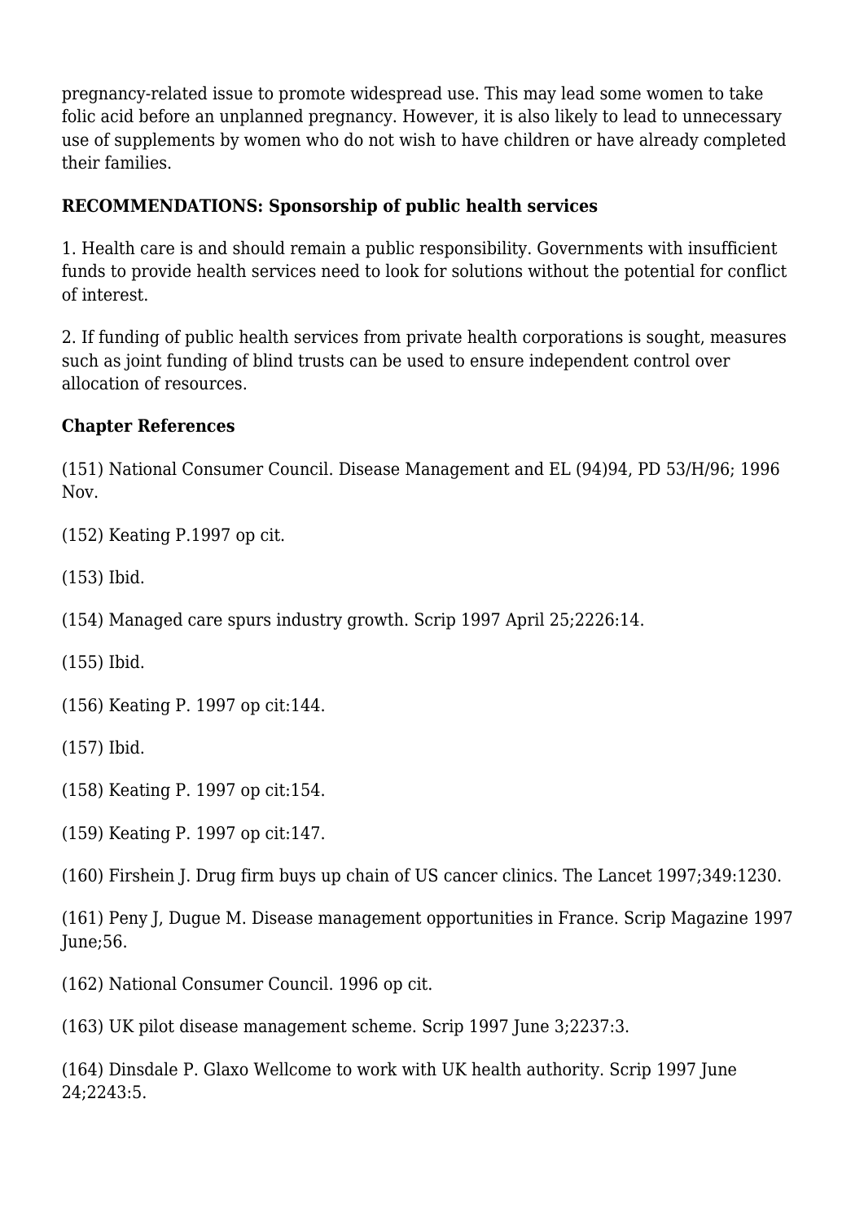pregnancy-related issue to promote widespread use. This may lead some women to take folic acid before an unplanned pregnancy. However, it is also likely to lead to unnecessary use of supplements by women who do not wish to have children or have already completed their families.

**RECOMMENDATIONS: Sponsorship of public health services**

1. Health care is and should remain a public responsibility. Governments with insufficient funds to provide health services need to look for solutions without the potential for conflict of interest.

2. If funding of public health services from private health corporations is sought, measures such as joint funding of blind trusts can be used to ensure independent control over allocation of resources.

**Chapter References**

(151) National Consumer Council. Disease Management and EL (94)94, PD 53/H/96; 1996 Nov.

(152) Keating P.1997 op cit.

(153) Ibid.

(154) Managed care spurs industry growth. Scrip 1997 April 25;2226:14.

(155) Ibid.

(156) Keating P. 1997 op cit:144.

(157) Ibid.

(158) Keating P. 1997 op cit:154.

(159) Keating P. 1997 op cit:147.

(160) Firshein J. Drug firm buys up chain of US cancer clinics. The Lancet 1997;349:1230.

(161) Peny J, Dugue M. Disease management opportunities in France. Scrip Magazine 1997 June;56.

(162) National Consumer Council. 1996 op cit.

(163) UK pilot disease management scheme. Scrip 1997 June 3;2237:3.

(164) Dinsdale P. Glaxo Wellcome to work with UK health authority. Scrip 1997 June 24;2243:5.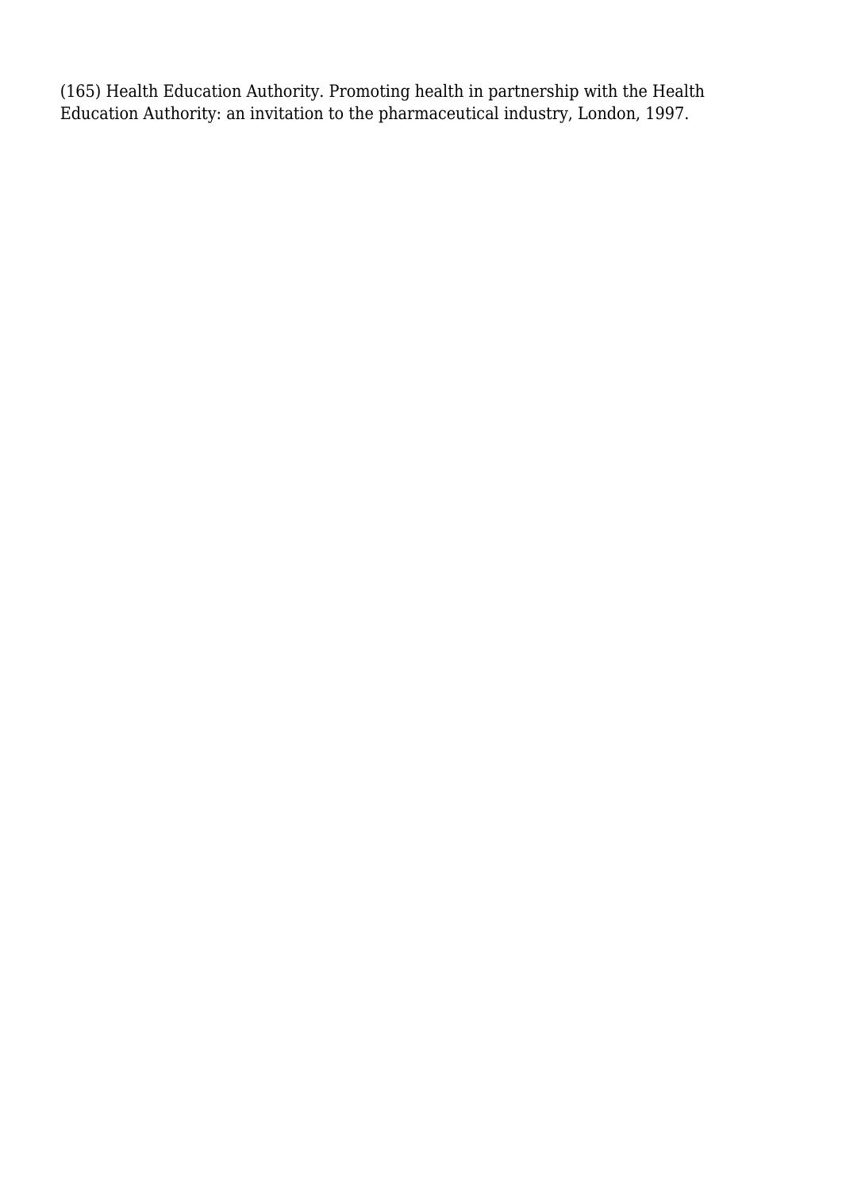(165) Health Education Authority. Promoting health in partnership with the Health Education Authority: an invitation to the pharmaceutical industry, London, 1997.